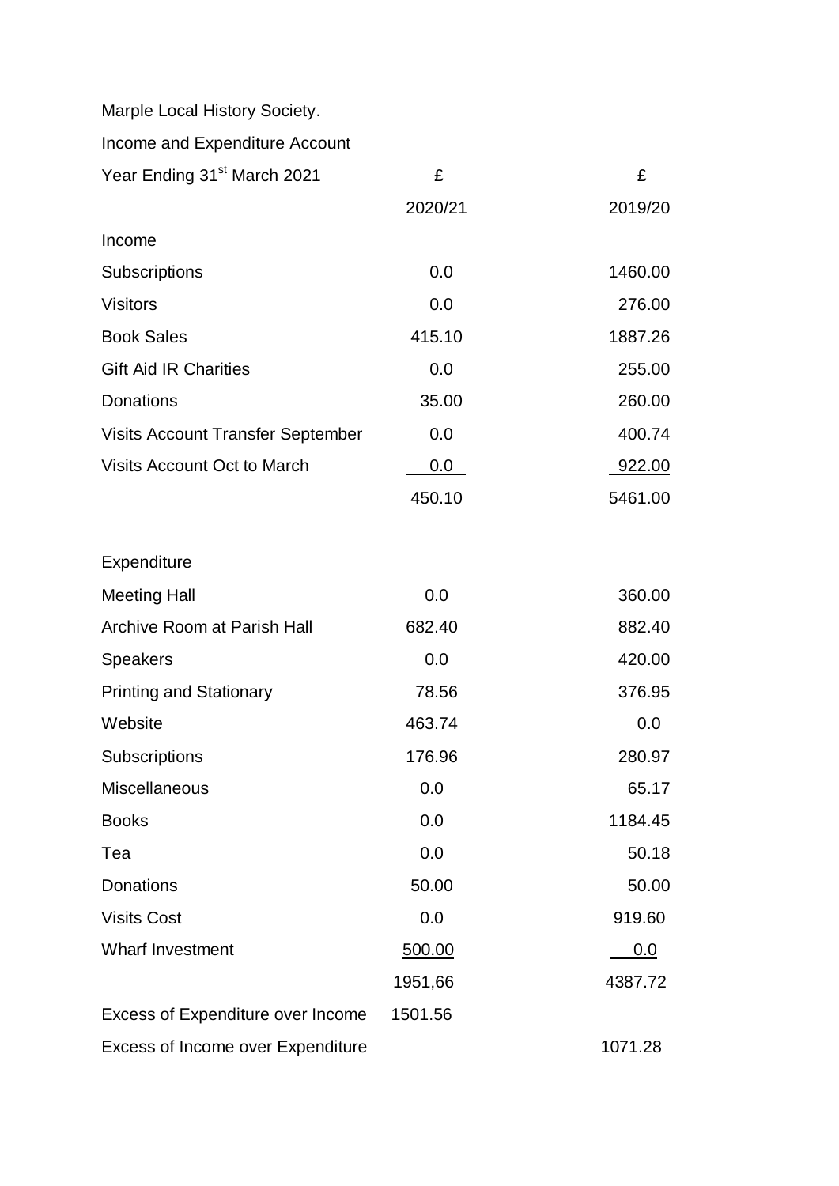Marple Local History Society.

Income and Expenditure Account

| Year Ending 31st March 2021 | £ | £ |
|---|---|---|
| | 2020/21 | 2019/20 |
| Income | | |
| Subscriptions | 0.0 | 1460.00 |
| Visitors | 0.0 | 276.00 |
| Book Sales | 415.10 | 1887.26 |
| Gift Aid IR Charities | 0.0 | 255.00 |
| Donations | 35.00 | 260.00 |
| Visits Account Transfer September | 0.0 | 400.74 |
| Visits Account Oct to March | 0.0 | 922.00 |
| | 450.10 | 5461.00 |
| | | |
| Expenditure | | |
| Meeting Hall | 0.0 | 360.00 |
| Archive Room at Parish Hall | 682.40 | 882.40 |
| Speakers | 0.0 | 420.00 |
| Printing and Stationary | 78.56 | 376.95 |
| Website | 463.74 | 0.0 |
| Subscriptions | 176.96 | 280.97 |
| Miscellaneous | 0.0 | 65.17 |
| Books | 0.0 | 1184.45 |
| Tea | 0.0 | 50.18 |
| Donations | 50.00 | 50.00 |
| Visits Cost | 0.0 | 919.60 |
| Wharf Investment | 500.00 | 0.0 |
| | 1951,66 | 4387.72 |
| Excess of Expenditure over Income | 1501.56 | |
| Excess of Income over Expenditure | | 1071.28 |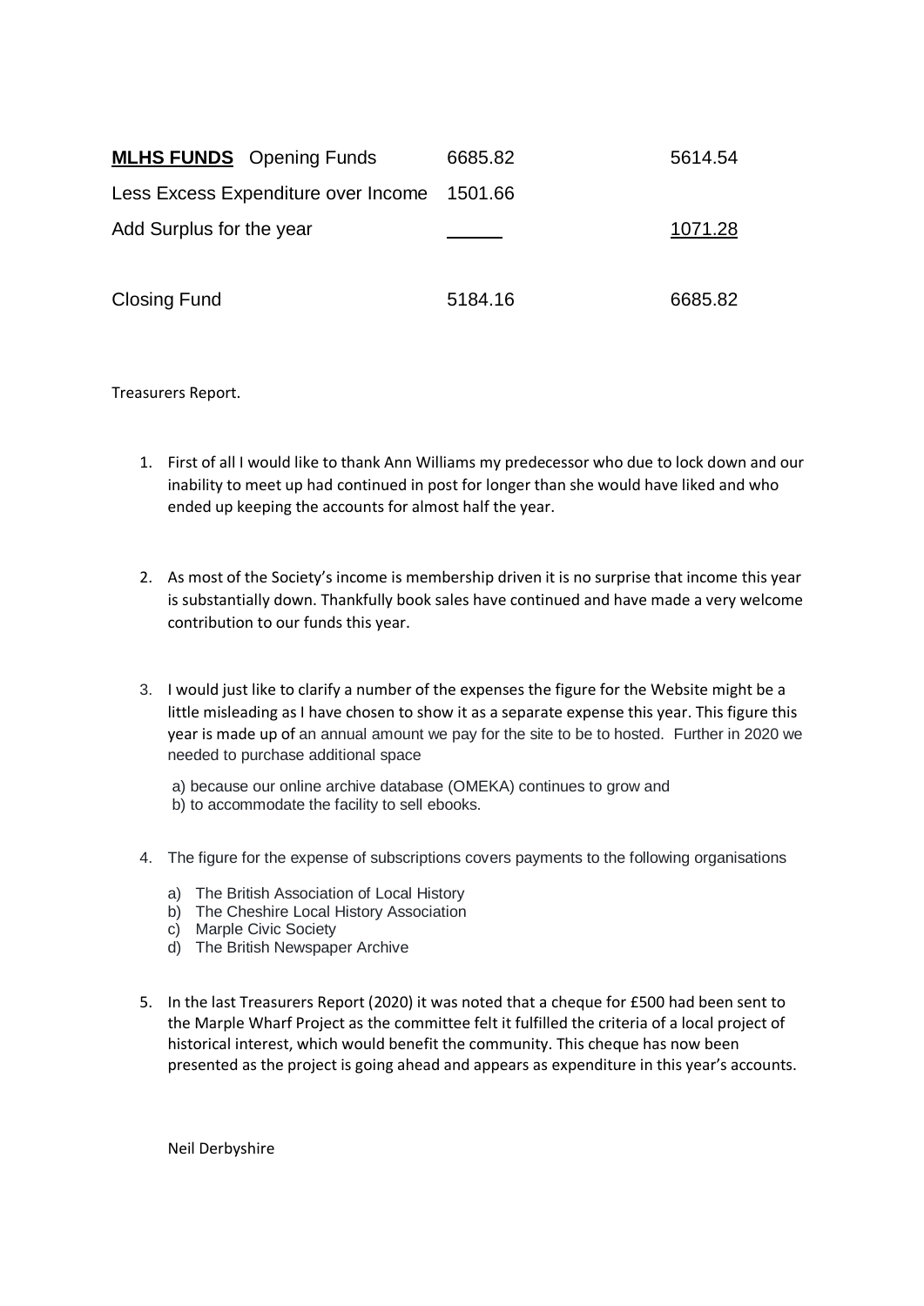| | | |
|---|---|---|
| **MLHS FUNDS** Opening Funds | 6685.82 | 5614.54 |
| Less Excess Expenditure over Income | 1501.66 | |
| Add Surplus for the year | \_\_\_\_\_\_ | 1071.28 |
| Closing Fund | 5184.16 | 6685.82 |

Treasurers Report.

1. First of all I would like to thank Ann Williams my predecessor who due to lock down and our inability to meet up had continued in post for longer than she would have liked and who ended up keeping the accounts for almost half the year.

2. As most of the Society's income is membership driven it is no surprise that income this year is substantially down. Thankfully book sales have continued and have made a very welcome contribution to our funds this year.

3. I would just like to clarify a number of the expenses the figure for the Website might be a little misleading as I have chosen to show it as a separate expense this year. This figure this year is made up of an annual amount we pay for the site to be to hosted. Further in 2020 we needed to purchase additional space

   a) because our online archive database (OMEKA) continues to grow and
   b) to accommodate the facility to sell ebooks.

4. The figure for the expense of subscriptions covers payments to the following organisations

   a) The British Association of Local History
   b) The Cheshire Local History Association
   c) Marple Civic Society
   d) The British Newspaper Archive

5. In the last Treasurers Report (2020) it was noted that a cheque for £500 had been sent to the Marple Wharf Project as the committee felt it fulfilled the criteria of a local project of historical interest, which would benefit the community. This cheque has now been presented as the project is going ahead and appears as expenditure in this year's accounts.

Neil Derbyshire